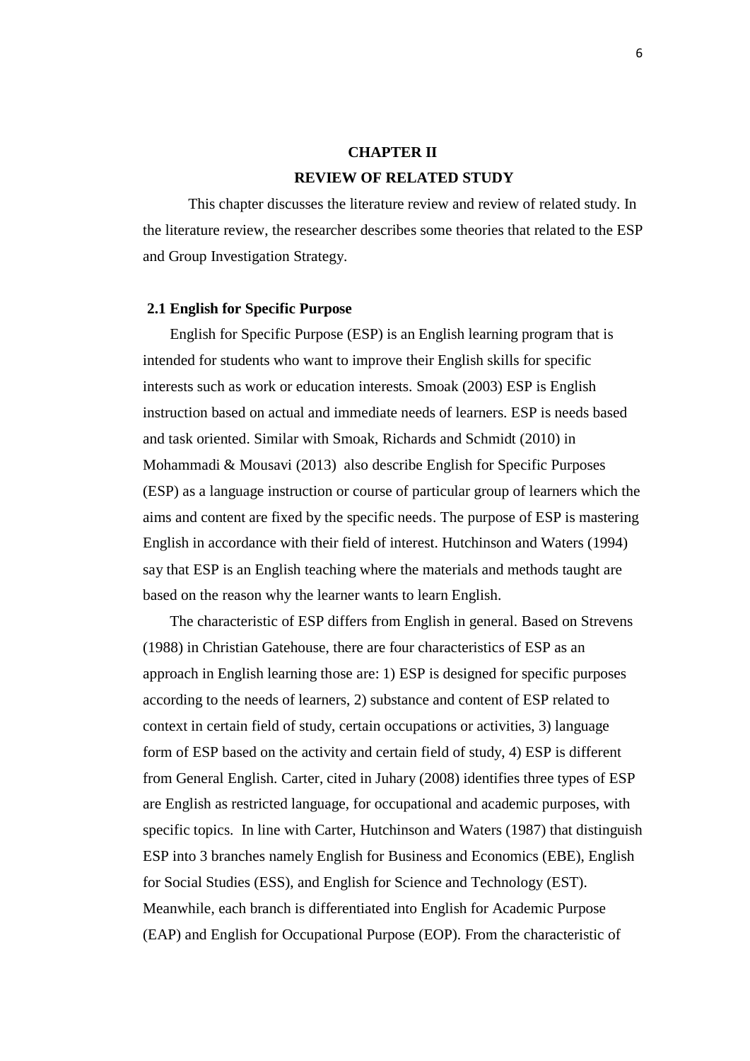# CHAPTER II

# REVIEW OF RELATED STUDY

This chapter discusses the literature review and review of related study. In the literature review, the researcher describes some theories that related to the ESP and Group Investigation Strategy.

## 2.1 English for Specific Purpose

English for Specific Purpose (ESP) is an English learning program that is intended for students who want to improve their English skills for specific interests such as work or education interests. Smoak (2003) ESP is English instruction based on actual and immediate needs of learners. ESP is needs based and task oriented. Similar with Smoak, Richards and Schmidt (2010) in Mohammadi & Mousavi (2013) also describe English for Specific Purposes (ESP) as a language instruction or course of particular group of learners which the aims and content are fixed by the specific needs. The purpose of ESP is mastering English in accordance with their field of interest. Hutchinson and Waters (1994) say that ESP is an English teaching where the materials and methods taught are based on the reason why the learner wants to learn English.

The characteristic of ESP differs from English in general. Based on Strevens (1988) in Christian Gatehouse, there are four characteristics of ESP as an approach in English learning those are: 1) ESP is designed for specific purposes according to the needs of learners, 2) substance and content of ESP related to context in certain field of study, certain occupations or activities, 3) language form of ESP based on the activity and certain field of study, 4) ESP is different from General English. Carter, cited in Juhary (2008) identifies three types of ESP are English as restricted language, for occupational and academic purposes, with specific topics. In line with Carter, Hutchinson and Waters (1987) that distinguish ESP into 3 branches namely English for Business and Economics (EBE), English for Social Studies (ESS), and English for Science and Technology (EST). Meanwhile, each branch is differentiated into English for Academic Purpose (EAP) and English for Occupational Purpose (EOP). From the characteristic of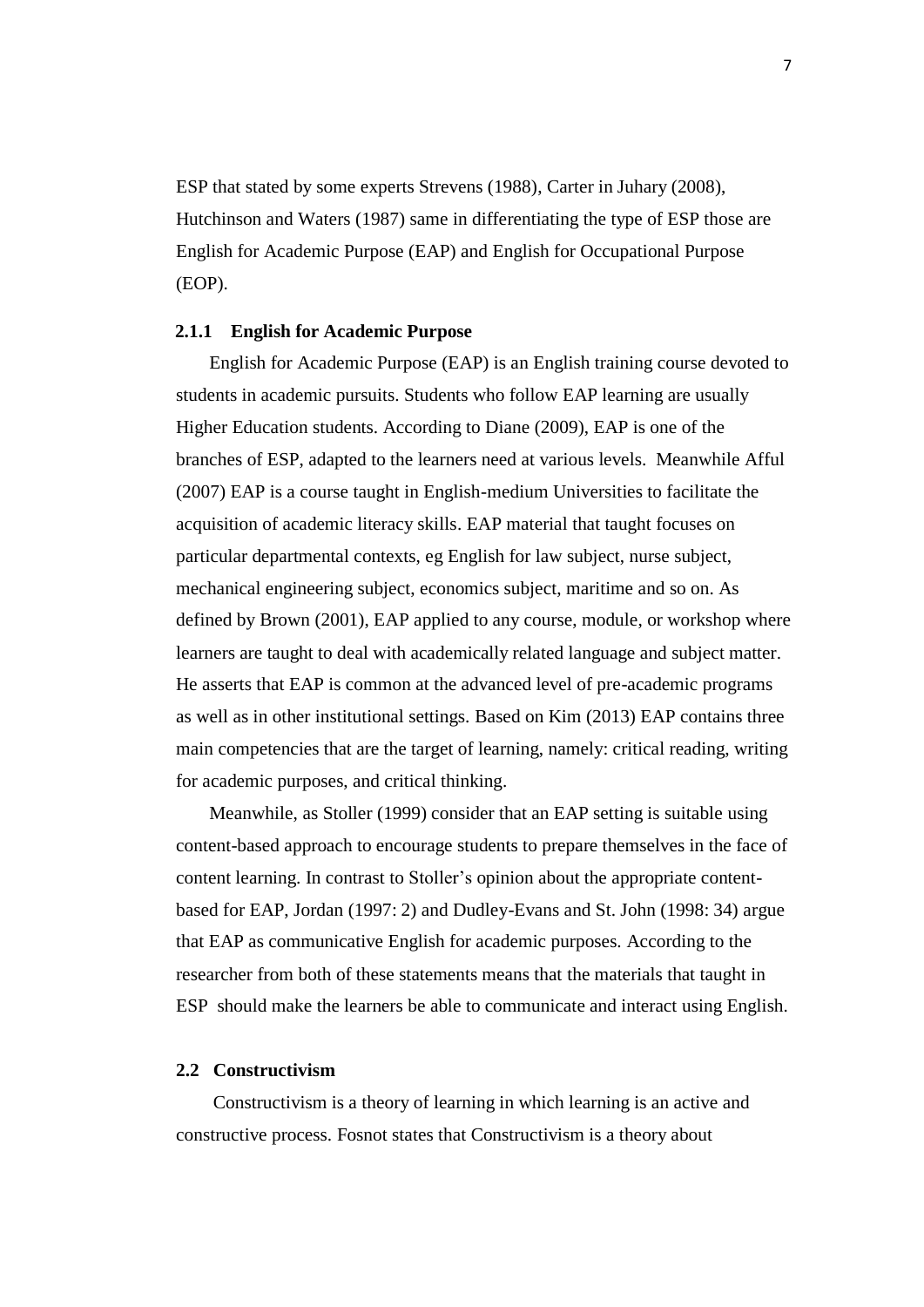ESP that stated by some experts Strevens (1988), Carter in Juhary (2008), Hutchinson and Waters (1987) same in differentiating the type of ESP those are English for Academic Purpose (EAP) and English for Occupational Purpose (EOP).

### 2.1.1 English for Academic Purpose

English for Academic Purpose (EAP) is an English training course devoted to students in academic pursuits. Students who follow EAP learning are usually Higher Education students. According to Diane (2009), EAP is one of the branches of ESP, adapted to the learners need at various levels. Meanwhile Afful (2007) EAP is a course taught in English-medium Universities to facilitate the acquisition of academic literacy skills. EAP material that taught focuses on particular departmental contexts, eg English for law subject, nurse subject, mechanical engineering subject, economics subject, maritime and so on. As defined by Brown (2001), EAP applied to any course, module, or workshop where learners are taught to deal with academically related language and subject matter. He asserts that EAP is common at the advanced level of pre-academic programs as well as in other institutional settings. Based on Kim (2013) EAP contains three main competencies that are the target of learning, namely: critical reading, writing for academic purposes, and critical thinking.

Meanwhile, as Stoller (1999) consider that an EAP setting is suitable using content-based approach to encourage students to prepare themselves in the face of content learning. In contrast to Stoller's opinion about the appropriate content-based for EAP, Jordan (1997: 2) and Dudley-Evans and St. John (1998: 34) argue that EAP as communicative English for academic purposes. According to the researcher from both of these statements means that the materials that taught in ESP should make the learners be able to communicate and interact using English.

## 2.2 Constructivism

Constructivism is a theory of learning in which learning is an active and constructive process. Fosnot states that Constructivism is a theory about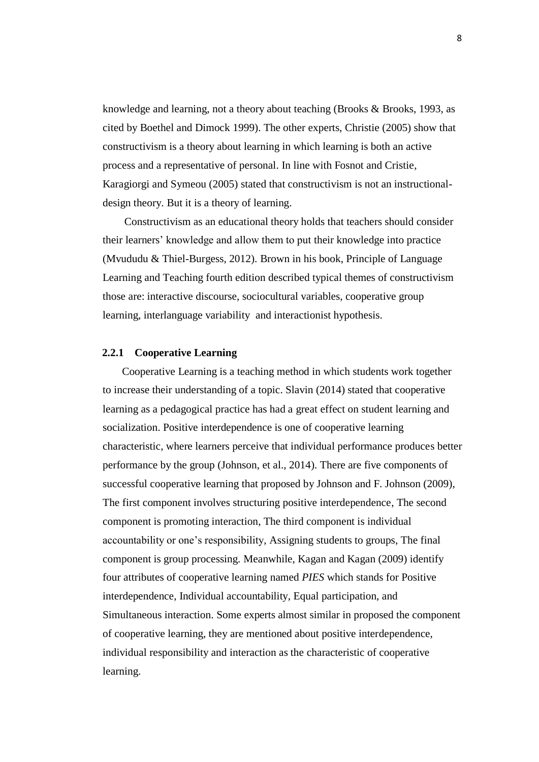knowledge and learning, not a theory about teaching (Brooks & Brooks, 1993, as cited by Boethel and Dimock 1999). The other experts, Christie (2005) show that constructivism is a theory about learning in which learning is both an active process and a representative of personal. In line with Fosnot and Cristie, Karagiorgi and Symeou (2005) stated that constructivism is not an instructional-design theory. But it is a theory of learning.

Constructivism as an educational theory holds that teachers should consider their learners' knowledge and allow them to put their knowledge into practice (Mvududu & Thiel-Burgess, 2012). Brown in his book, Principle of Language Learning and Teaching fourth edition described typical themes of constructivism those are: interactive discourse, sociocultural variables, cooperative group learning, interlanguage variability and interactionist hypothesis.

### 2.2.1 Cooperative Learning

Cooperative Learning is a teaching method in which students work together to increase their understanding of a topic. Slavin (2014) stated that cooperative learning as a pedagogical practice has had a great effect on student learning and socialization. Positive interdependence is one of cooperative learning characteristic, where learners perceive that individual performance produces better performance by the group (Johnson, et al., 2014). There are five components of successful cooperative learning that proposed by Johnson and F. Johnson (2009), The first component involves structuring positive interdependence, The second component is promoting interaction, The third component is individual accountability or one's responsibility, Assigning students to groups, The final component is group processing. Meanwhile, Kagan and Kagan (2009) identify four attributes of cooperative learning named *PIES* which stands for Positive interdependence, Individual accountability, Equal participation, and Simultaneous interaction. Some experts almost similar in proposed the component of cooperative learning, they are mentioned about positive interdependence, individual responsibility and interaction as the characteristic of cooperative learning.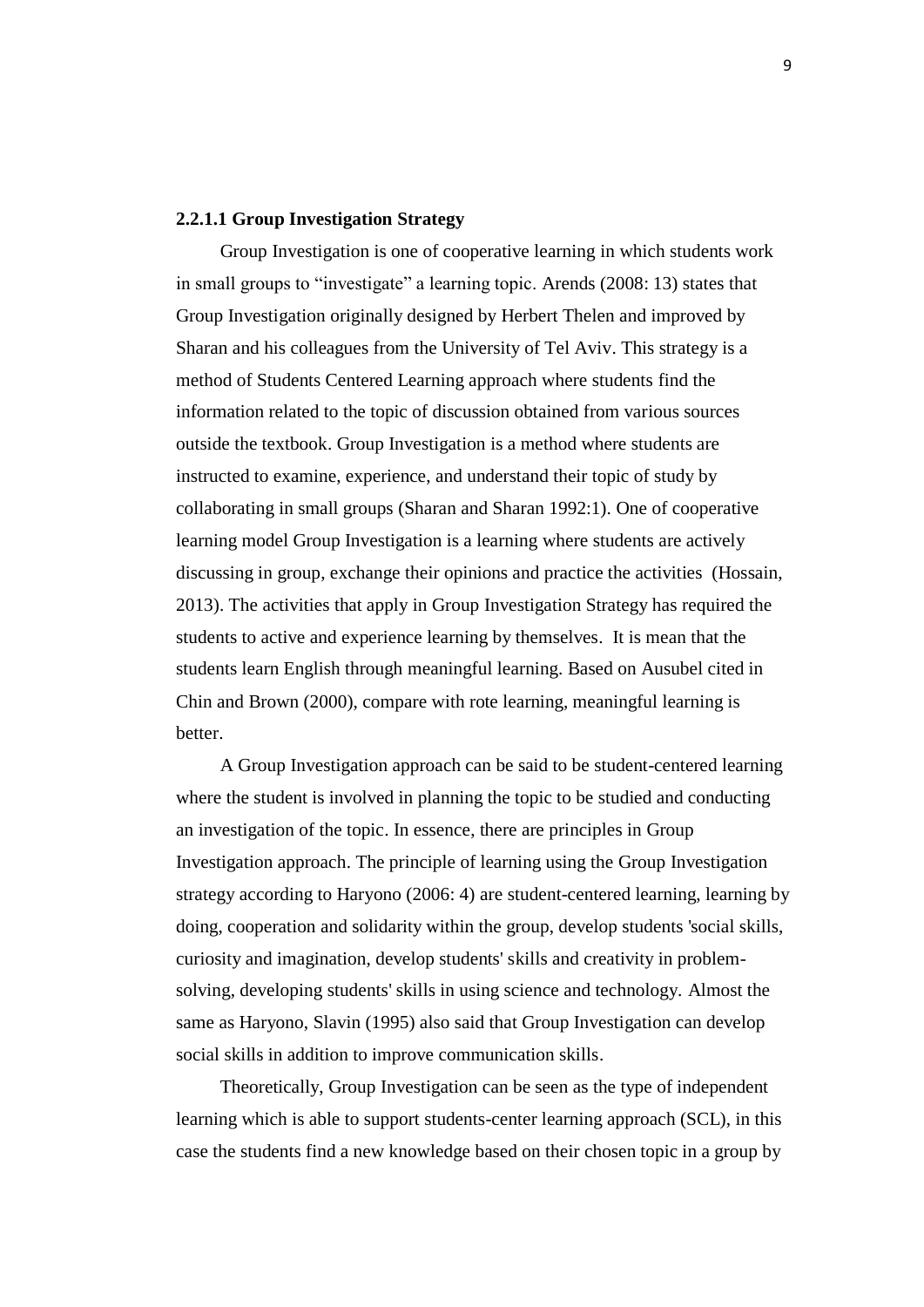#### 2.2.1.1 Group Investigation Strategy

Group Investigation is one of cooperative learning in which students work in small groups to "investigate" a learning topic. Arends (2008: 13) states that Group Investigation originally designed by Herbert Thelen and improved by Sharan and his colleagues from the University of Tel Aviv. This strategy is a method of Students Centered Learning approach where students find the information related to the topic of discussion obtained from various sources outside the textbook. Group Investigation is a method where students are instructed to examine, experience, and understand their topic of study by collaborating in small groups (Sharan and Sharan 1992:1). One of cooperative learning model Group Investigation is a learning where students are actively discussing in group, exchange their opinions and practice the activities (Hossain, 2013). The activities that apply in Group Investigation Strategy has required the students to active and experience learning by themselves. It is mean that the students learn English through meaningful learning. Based on Ausubel cited in Chin and Brown (2000), compare with rote learning, meaningful learning is better.

A Group Investigation approach can be said to be student-centered learning where the student is involved in planning the topic to be studied and conducting an investigation of the topic. In essence, there are principles in Group Investigation approach. The principle of learning using the Group Investigation strategy according to Haryono (2006: 4) are student-centered learning, learning by doing, cooperation and solidarity within the group, develop students 'social skills, curiosity and imagination, develop students' skills and creativity in problem-solving, developing students' skills in using science and technology. Almost the same as Haryono, Slavin (1995) also said that Group Investigation can develop social skills in addition to improve communication skills.

Theoretically, Group Investigation can be seen as the type of independent learning which is able to support students-center learning approach (SCL), in this case the students find a new knowledge based on their chosen topic in a group by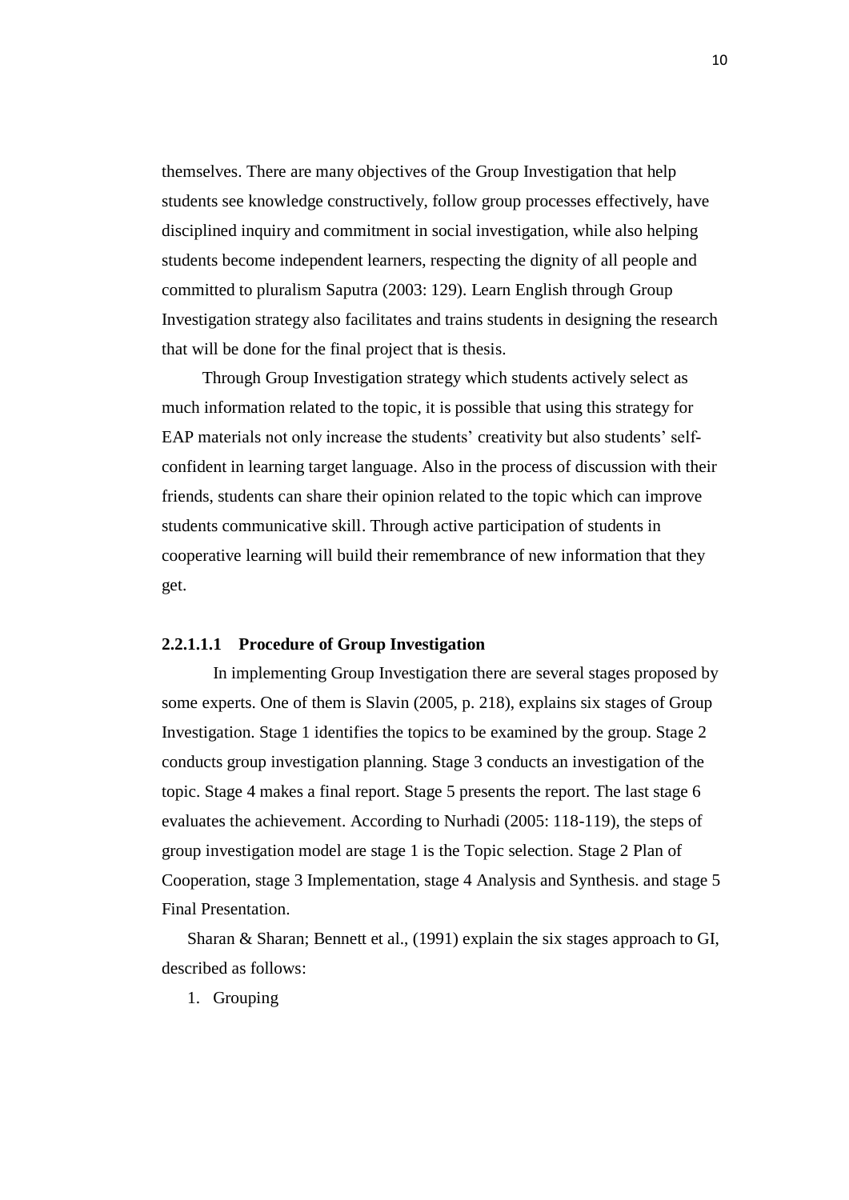themselves. There are many objectives of the Group Investigation that help students see knowledge constructively, follow group processes effectively, have disciplined inquiry and commitment in social investigation, while also helping students become independent learners, respecting the dignity of all people and committed to pluralism Saputra (2003: 129). Learn English through Group Investigation strategy also facilitates and trains students in designing the research that will be done for the final project that is thesis.

Through Group Investigation strategy which students actively select as much information related to the topic, it is possible that using this strategy for EAP materials not only increase the students' creativity but also students' self-confident in learning target language. Also in the process of discussion with their friends, students can share their opinion related to the topic which can improve students communicative skill. Through active participation of students in cooperative learning will build their remembrance of new information that they get.

#### 2.2.1.1.1 Procedure of Group Investigation

In implementing Group Investigation there are several stages proposed by some experts. One of them is Slavin (2005, p. 218), explains six stages of Group Investigation. Stage 1 identifies the topics to be examined by the group. Stage 2 conducts group investigation planning. Stage 3 conducts an investigation of the topic. Stage 4 makes a final report. Stage 5 presents the report. The last stage 6 evaluates the achievement. According to Nurhadi (2005: 118-119), the steps of group investigation model are stage 1 is the Topic selection. Stage 2 Plan of Cooperation, stage 3 Implementation, stage 4 Analysis and Synthesis. and stage 5 Final Presentation.

Sharan & Sharan; Bennett et al., (1991) explain the six stages approach to GI, described as follows:

1. Grouping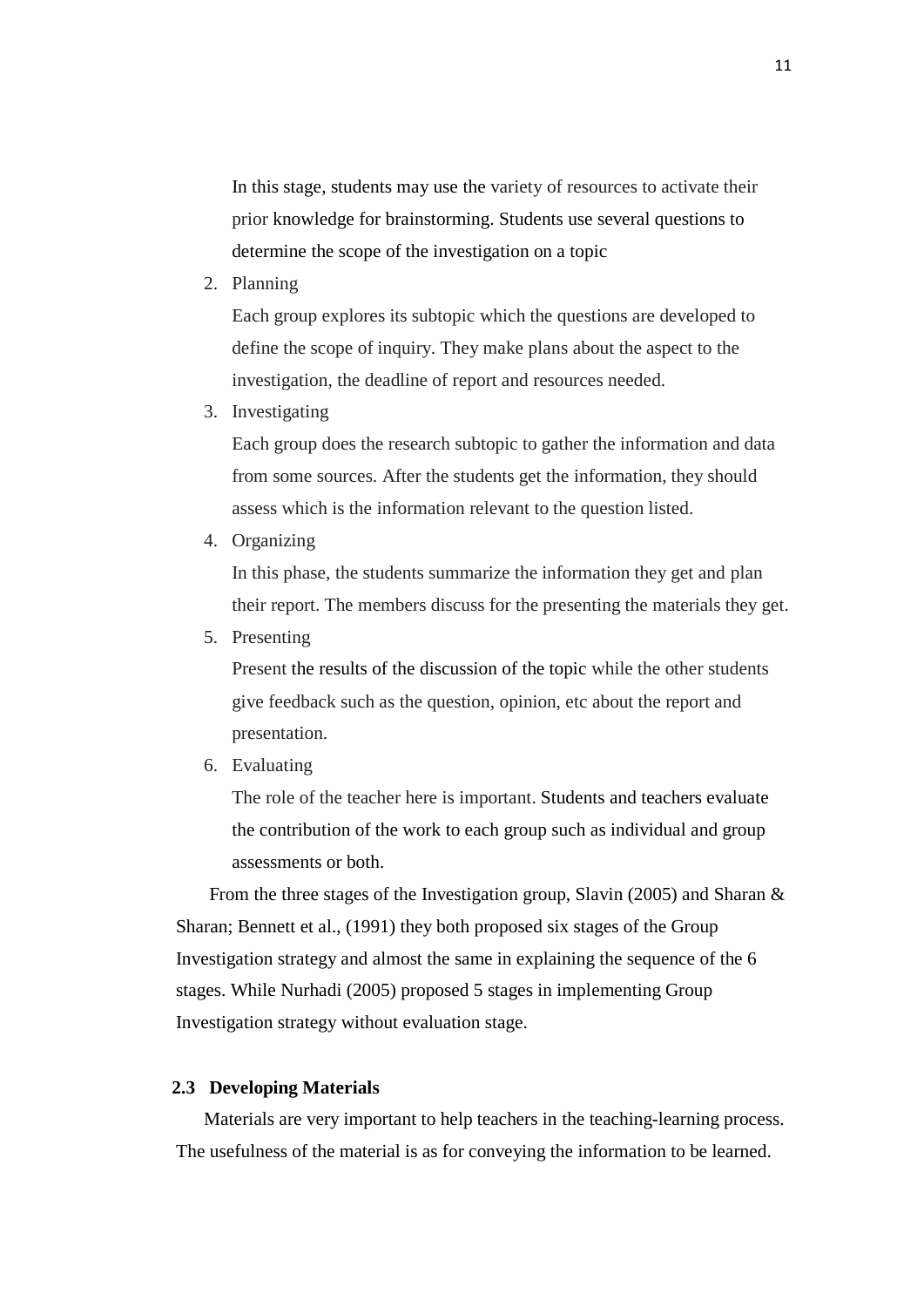In this stage, students may use the variety of resources to activate their prior knowledge for brainstorming. Students use several questions to determine the scope of the investigation on a topic

2. Planning

   Each group explores its subtopic which the questions are developed to define the scope of inquiry. They make plans about the aspect to the investigation, the deadline of report and resources needed.

3. Investigating

   Each group does the research subtopic to gather the information and data from some sources. After the students get the information, they should assess which is the information relevant to the question listed.

4. Organizing

   In this phase, the students summarize the information they get and plan their report. The members discuss for the presenting the materials they get.

5. Presenting

   Present the results of the discussion of the topic while the other students give feedback such as the question, opinion, etc about the report and presentation.

6. Evaluating

   The role of the teacher here is important. Students and teachers evaluate the contribution of the work to each group such as individual and group assessments or both.

From the three stages of the Investigation group, Slavin (2005) and Sharan & Sharan; Bennett et al., (1991) they both proposed six stages of the Group Investigation strategy and almost the same in explaining the sequence of the 6 stages. While Nurhadi (2005) proposed 5 stages in implementing Group Investigation strategy without evaluation stage.

### 2.3 Developing Materials

Materials are very important to help teachers in the teaching-learning process. The usefulness of the material is as for conveying the information to be learned.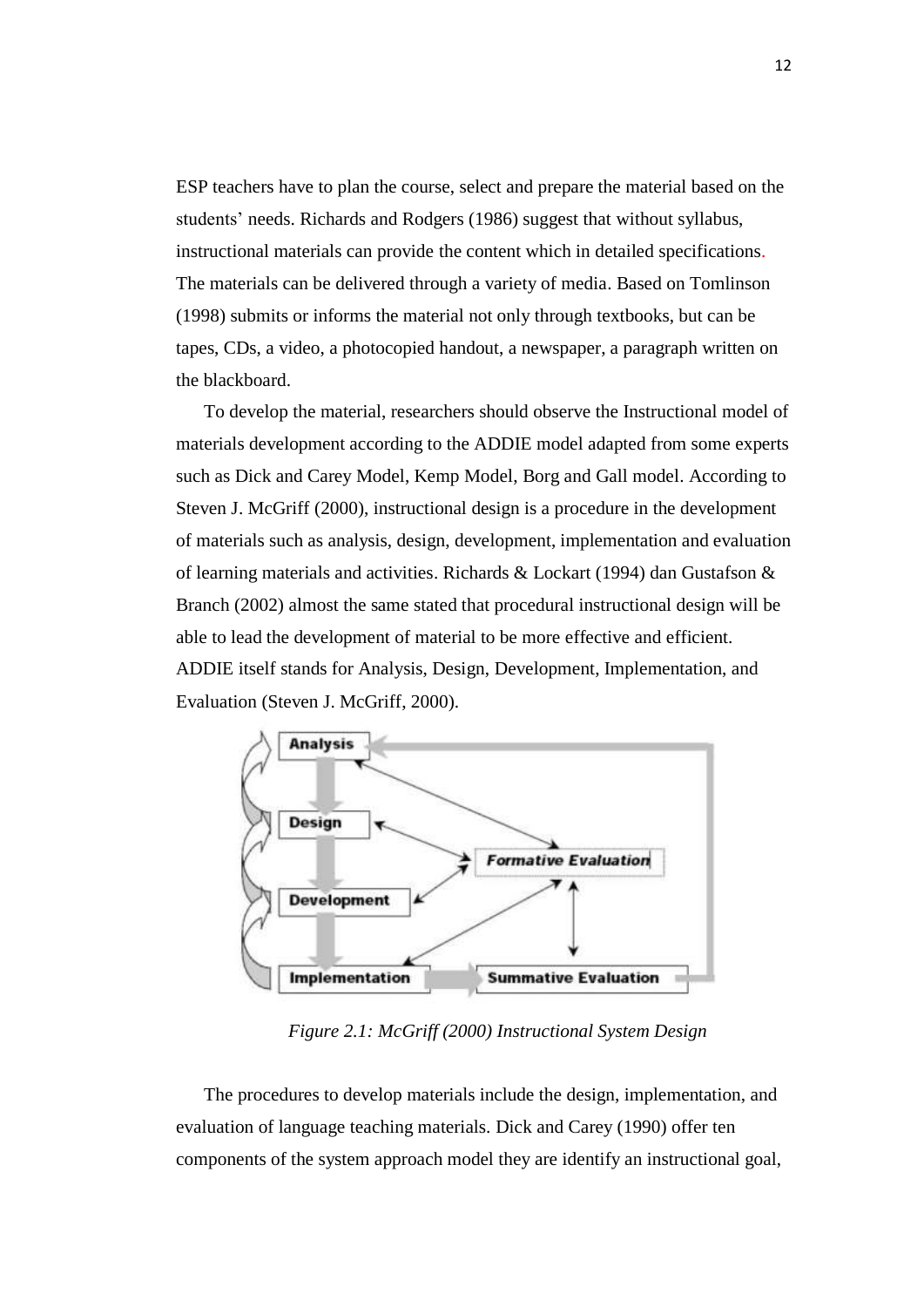ESP teachers have to plan the course, select and prepare the material based on the students' needs. Richards and Rodgers (1986) suggest that without syllabus, instructional materials can provide the content which in detailed specifications. The materials can be delivered through a variety of media. Based on Tomlinson (1998) submits or informs the material not only through textbooks, but can be tapes, CDs, a video, a photocopied handout, a newspaper, a paragraph written on the blackboard.

To develop the material, researchers should observe the Instructional model of materials development according to the ADDIE model adapted from some experts such as Dick and Carey Model, Kemp Model, Borg and Gall model. According to Steven J. McGriff (2000), instructional design is a procedure in the development of materials such as analysis, design, development, implementation and evaluation of learning materials and activities. Richards & Lockart (1994) dan Gustafson & Branch (2002) almost the same stated that procedural instructional design will be able to lead the development of material to be more effective and efficient. ADDIE itself stands for Analysis, Design, Development, Implementation, and Evaluation (Steven J. McGriff, 2000).

*Figure 2.1: McGriff (2000) Instructional System Design*

The procedures to develop materials include the design, implementation, and evaluation of language teaching materials. Dick and Carey (1990) offer ten components of the system approach model they are identify an instructional goal,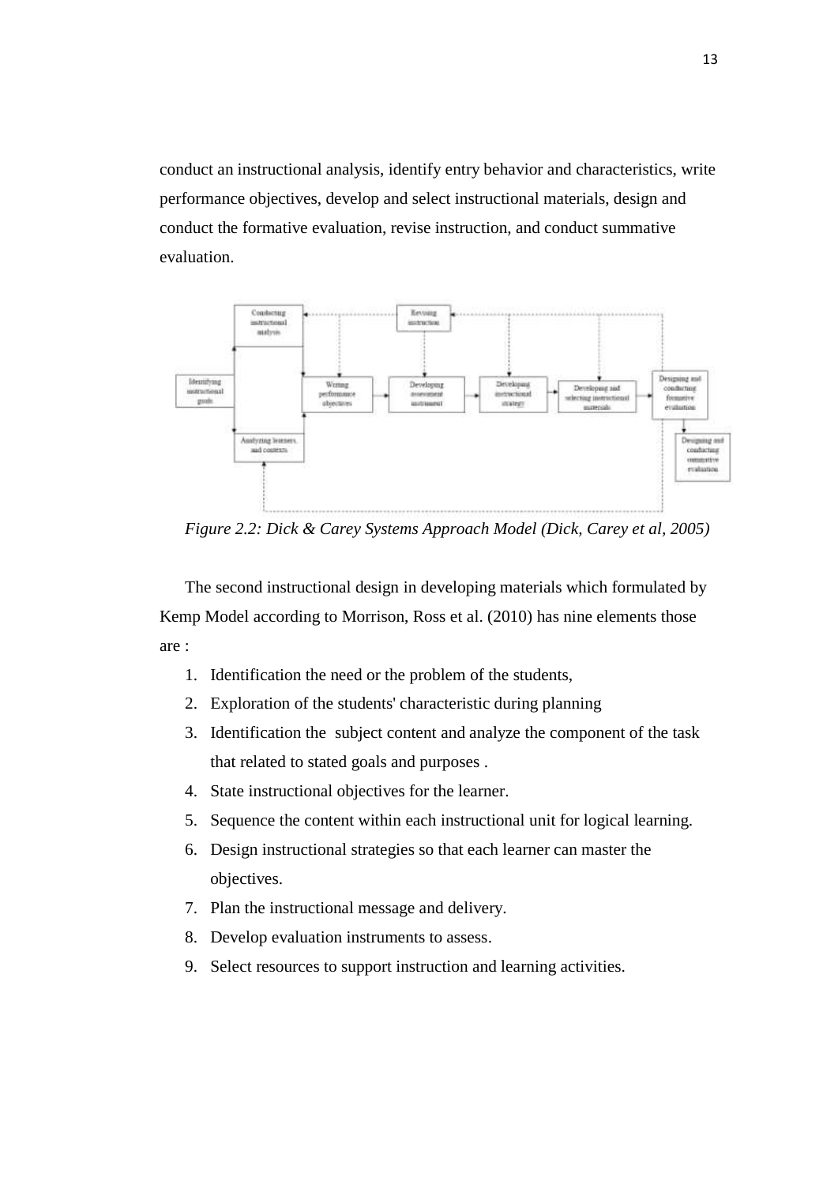conduct an instructional analysis, identify entry behavior and characteristics, write performance objectives, develop and select instructional materials, design and conduct the formative evaluation, revise instruction, and conduct summative evaluation.

*Figure 2.2: Dick & Carey Systems Approach Model (Dick, Carey et al, 2005)*

The second instructional design in developing materials which formulated by Kemp Model according to Morrison, Ross et al. (2010) has nine elements those are :

1. Identification the need or the problem of the students,
2. Exploration of the students' characteristic during planning
3. Identification the subject content and analyze the component of the task that related to stated goals and purposes .
4. State instructional objectives for the learner.
5. Sequence the content within each instructional unit for logical learning.
6. Design instructional strategies so that each learner can master the objectives.
7. Plan the instructional message and delivery.
8. Develop evaluation instruments to assess.
9. Select resources to support instruction and learning activities.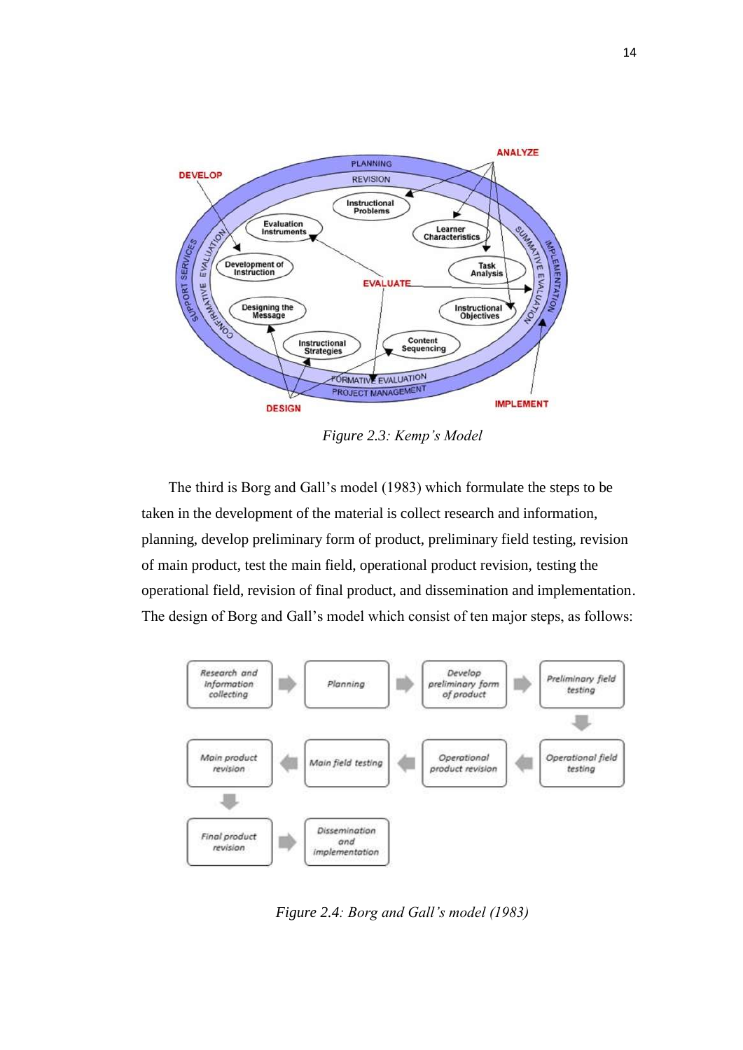*Figure 2.3: Kemp's Model*

The third is Borg and Gall's model (1983) which formulate the steps to be taken in the development of the material is collect research and information, planning, develop preliminary form of product, preliminary field testing, revision of main product, test the main field, operational product revision, testing the operational field, revision of final product, and dissemination and implementation. The design of Borg and Gall's model which consist of ten major steps, as follows:

*Figure 2.4: Borg and Gall's model (1983)*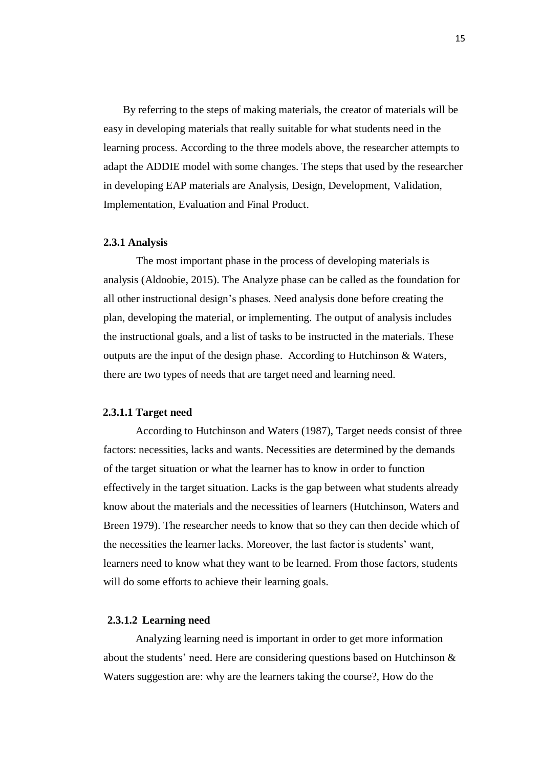By referring to the steps of making materials, the creator of materials will be easy in developing materials that really suitable for what students need in the learning process. According to the three models above, the researcher attempts to adapt the ADDIE model with some changes. The steps that used by the researcher in developing EAP materials are Analysis, Design, Development, Validation, Implementation, Evaluation and Final Product.

### 2.3.1 Analysis

The most important phase in the process of developing materials is analysis (Aldoobie, 2015). The Analyze phase can be called as the foundation for all other instructional design's phases. Need analysis done before creating the plan, developing the material, or implementing. The output of analysis includes the instructional goals, and a list of tasks to be instructed in the materials. These outputs are the input of the design phase. According to Hutchinson & Waters, there are two types of needs that are target need and learning need.

#### 2.3.1.1 Target need

According to Hutchinson and Waters (1987), Target needs consist of three factors: necessities, lacks and wants. Necessities are determined by the demands of the target situation or what the learner has to know in order to function effectively in the target situation. Lacks is the gap between what students already know about the materials and the necessities of learners (Hutchinson, Waters and Breen 1979). The researcher needs to know that so they can then decide which of the necessities the learner lacks. Moreover, the last factor is students' want, learners need to know what they want to be learned. From those factors, students will do some efforts to achieve their learning goals.

#### 2.3.1.2 Learning need

Analyzing learning need is important in order to get more information about the students' need. Here are considering questions based on Hutchinson & Waters suggestion are: why are the learners taking the course?, How do the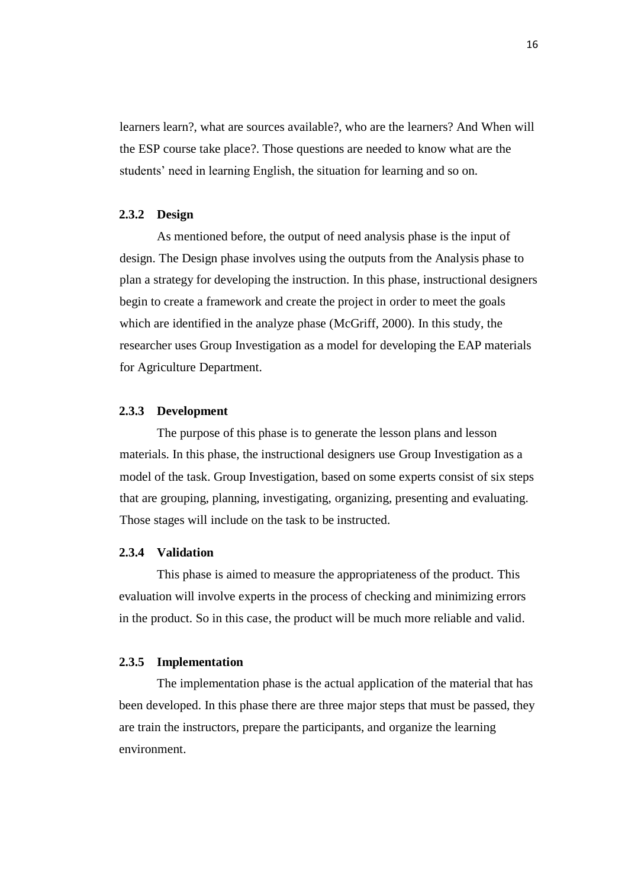learners learn?, what are sources available?, who are the learners? And When will the ESP course take place?. Those questions are needed to know what are the students' need in learning English, the situation for learning and so on.

### 2.3.2 Design

As mentioned before, the output of need analysis phase is the input of design. The Design phase involves using the outputs from the Analysis phase to plan a strategy for developing the instruction. In this phase, instructional designers begin to create a framework and create the project in order to meet the goals which are identified in the analyze phase (McGriff, 2000). In this study, the researcher uses Group Investigation as a model for developing the EAP materials for Agriculture Department.

### 2.3.3 Development

The purpose of this phase is to generate the lesson plans and lesson materials. In this phase, the instructional designers use Group Investigation as a model of the task. Group Investigation, based on some experts consist of six steps that are grouping, planning, investigating, organizing, presenting and evaluating. Those stages will include on the task to be instructed.

### 2.3.4 Validation

This phase is aimed to measure the appropriateness of the product. This evaluation will involve experts in the process of checking and minimizing errors in the product. So in this case, the product will be much more reliable and valid.

### 2.3.5 Implementation

The implementation phase is the actual application of the material that has been developed. In this phase there are three major steps that must be passed, they are train the instructors, prepare the participants, and organize the learning environment.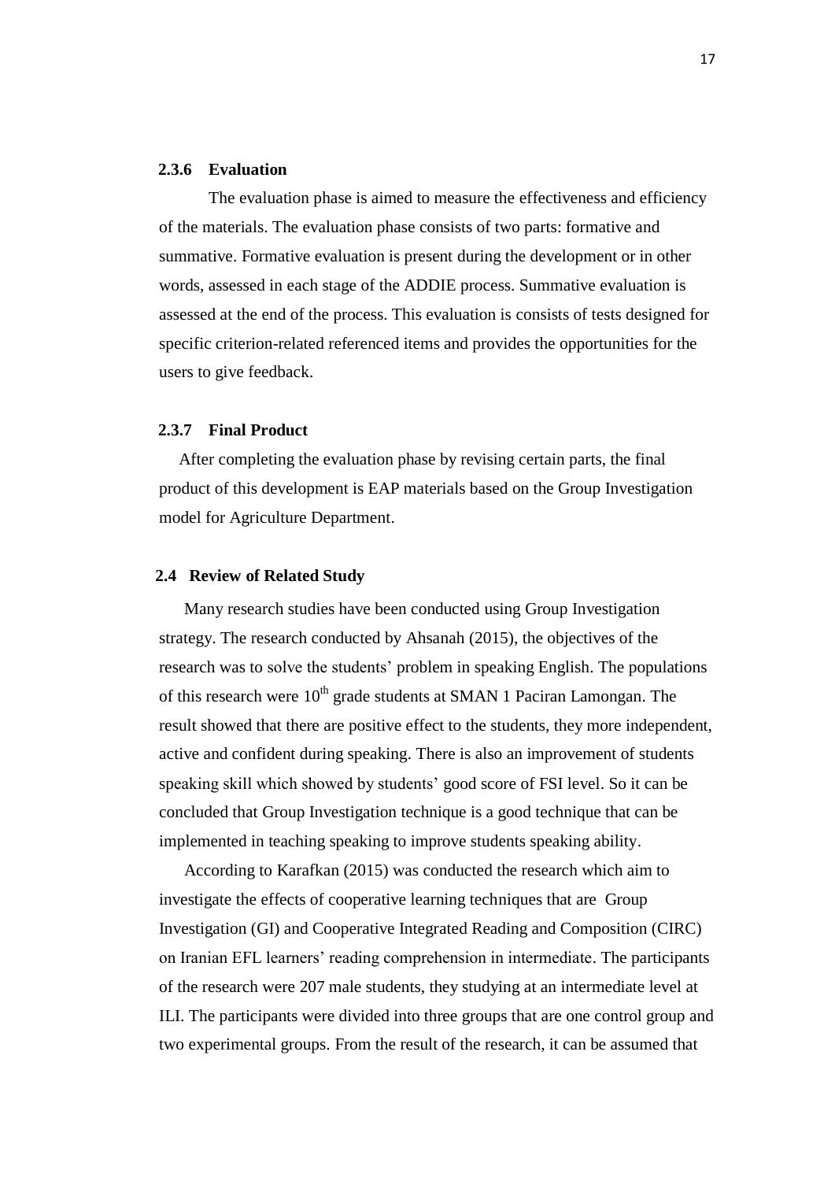### 2.3.6 Evaluation

The evaluation phase is aimed to measure the effectiveness and efficiency of the materials. The evaluation phase consists of two parts: formative and summative. Formative evaluation is present during the development or in other words, assessed in each stage of the ADDIE process. Summative evaluation is assessed at the end of the process. This evaluation is consists of tests designed for specific criterion-related referenced items and provides the opportunities for the users to give feedback.

### 2.3.7 Final Product

After completing the evaluation phase by revising certain parts, the final product of this development is EAP materials based on the Group Investigation model for Agriculture Department.

## 2.4 Review of Related Study

Many research studies have been conducted using Group Investigation strategy. The research conducted by Ahsanah (2015), the objectives of the research was to solve the students' problem in speaking English. The populations of this research were 10th grade students at SMAN 1 Paciran Lamongan. The result showed that there are positive effect to the students, they more independent, active and confident during speaking. There is also an improvement of students speaking skill which showed by students' good score of FSI level. So it can be concluded that Group Investigation technique is a good technique that can be implemented in teaching speaking to improve students speaking ability.

According to Karafkan (2015) was conducted the research which aim to investigate the effects of cooperative learning techniques that are Group Investigation (GI) and Cooperative Integrated Reading and Composition (CIRC) on Iranian EFL learners' reading comprehension in intermediate. The participants of the research were 207 male students, they studying at an intermediate level at ILI. The participants were divided into three groups that are one control group and two experimental groups. From the result of the research, it can be assumed that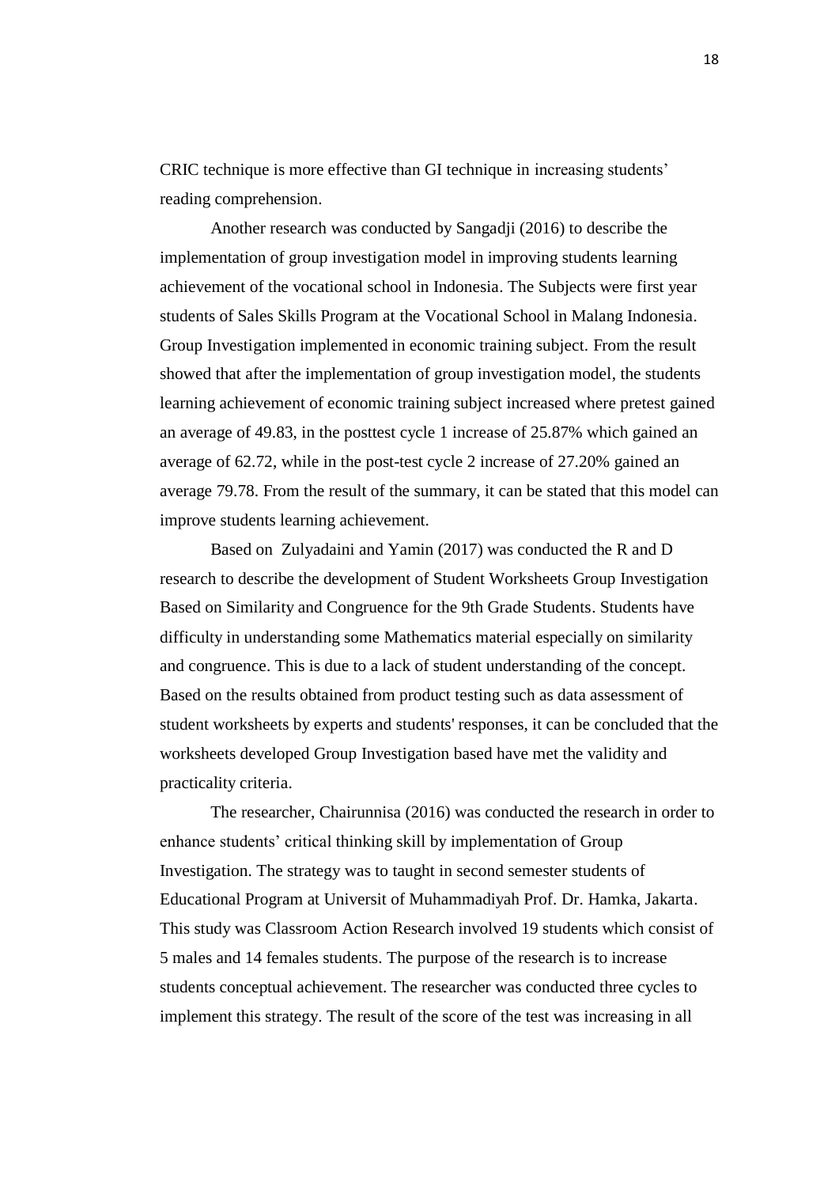CRIC technique is more effective than GI technique in increasing students' reading comprehension.

Another research was conducted by Sangadji (2016) to describe the implementation of group investigation model in improving students learning achievement of the vocational school in Indonesia. The Subjects were first year students of Sales Skills Program at the Vocational School in Malang Indonesia. Group Investigation implemented in economic training subject. From the result showed that after the implementation of group investigation model, the students learning achievement of economic training subject increased where pretest gained an average of 49.83, in the posttest cycle 1 increase of 25.87% which gained an average of 62.72, while in the post-test cycle 2 increase of 27.20% gained an average 79.78. From the result of the summary, it can be stated that this model can improve students learning achievement.

Based on  Zulyadaini and Yamin (2017) was conducted the R and D research to describe the development of Student Worksheets Group Investigation Based on Similarity and Congruence for the 9th Grade Students. Students have difficulty in understanding some Mathematics material especially on similarity and congruence. This is due to a lack of student understanding of the concept. Based on the results obtained from product testing such as data assessment of student worksheets by experts and students' responses, it can be concluded that the worksheets developed Group Investigation based have met the validity and practicality criteria.

The researcher, Chairunnisa (2016) was conducted the research in order to enhance students' critical thinking skill by implementation of Group Investigation. The strategy was to taught in second semester students of Educational Program at Universit of Muhammadiyah Prof. Dr. Hamka, Jakarta. This study was Classroom Action Research involved 19 students which consist of 5 males and 14 females students. The purpose of the research is to increase students conceptual achievement. The researcher was conducted three cycles to implement this strategy. The result of the score of the test was increasing in all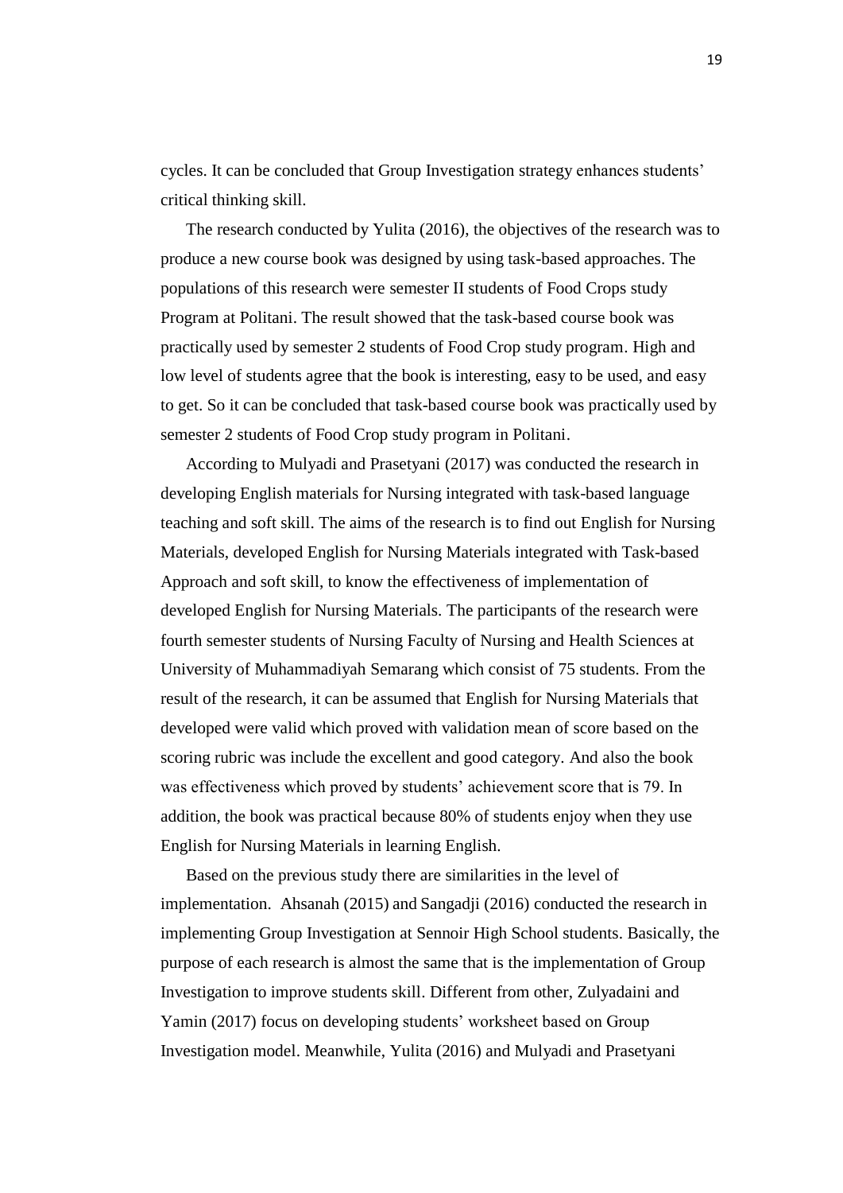cycles. It can be concluded that Group Investigation strategy enhances students' critical thinking skill.

The research conducted by Yulita (2016), the objectives of the research was to produce a new course book was designed by using task-based approaches. The populations of this research were semester II students of Food Crops study Program at Politani. The result showed that the task-based course book was practically used by semester 2 students of Food Crop study program. High and low level of students agree that the book is interesting, easy to be used, and easy to get. So it can be concluded that task-based course book was practically used by semester 2 students of Food Crop study program in Politani.

According to Mulyadi and Prasetyani (2017) was conducted the research in developing English materials for Nursing integrated with task-based language teaching and soft skill. The aims of the research is to find out English for Nursing Materials, developed English for Nursing Materials integrated with Task-based Approach and soft skill, to know the effectiveness of implementation of developed English for Nursing Materials. The participants of the research were fourth semester students of Nursing Faculty of Nursing and Health Sciences at University of Muhammadiyah Semarang which consist of 75 students. From the result of the research, it can be assumed that English for Nursing Materials that developed were valid which proved with validation mean of score based on the scoring rubric was include the excellent and good category. And also the book was effectiveness which proved by students' achievement score that is 79. In addition, the book was practical because 80% of students enjoy when they use English for Nursing Materials in learning English.

Based on the previous study there are similarities in the level of implementation. Ahsanah (2015) and Sangadji (2016) conducted the research in implementing Group Investigation at Sennoir High School students. Basically, the purpose of each research is almost the same that is the implementation of Group Investigation to improve students skill. Different from other, Zulyadaini and Yamin (2017) focus on developing students' worksheet based on Group Investigation model. Meanwhile, Yulita (2016) and Mulyadi and Prasetyani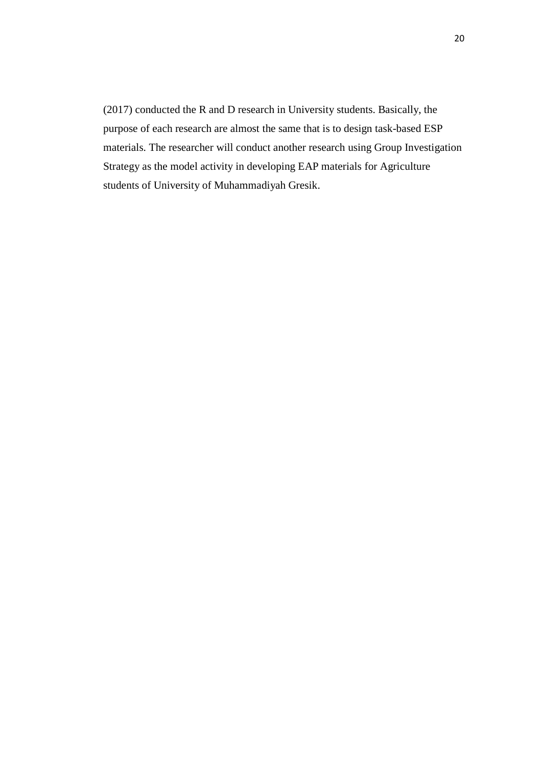(2017) conducted the R and D research in University students. Basically, the purpose of each research are almost the same that is to design task-based ESP materials. The researcher will conduct another research using Group Investigation Strategy as the model activity in developing EAP materials for Agriculture students of University of Muhammadiyah Gresik.